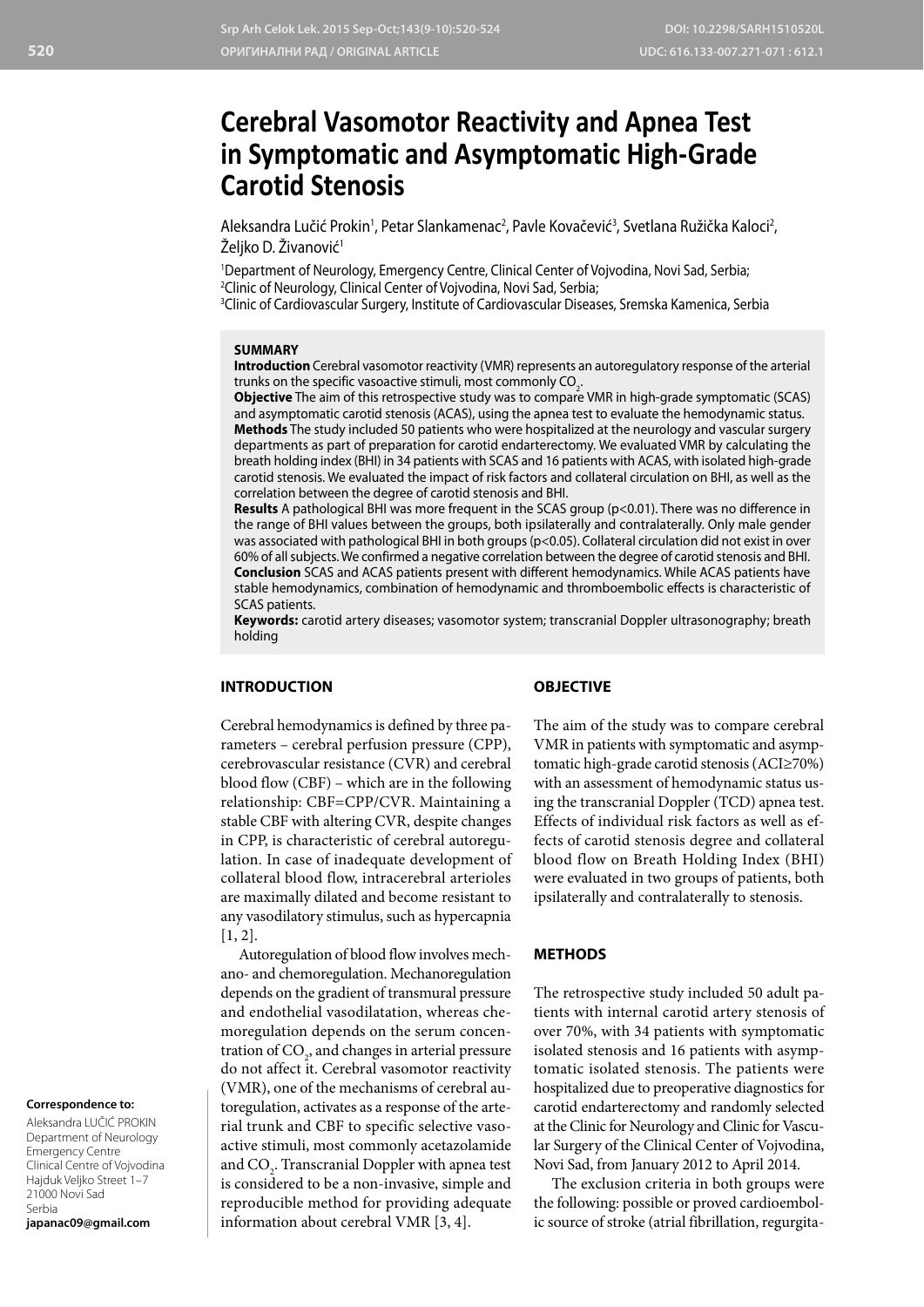# Cerebral Vasomotor Reactivity and Apnea Test in Symptomatic and Asymptomatic High-Grade Carotid Stenosis

Aleksandra Lučić Prokin[1], Petar Slankamenac[2], Pavle Kovačević[3], Svetlana Ružička Kaloci[2], Željko D. Živanović[1]

[1]Department of Neurology, Emergency Centre, Clinical Center of Vojvodina, Novi Sad, Serbia;
[2]Clinic of Neurology, Clinical Center of Vojvodina, Novi Sad, Serbia;
[3]Clinic of Cardiovascular Surgery, Institute of Cardiovascular Diseases, Sremska Kamenica, Serbia

## SUMMARY

**Introduction** Cerebral vasomotor reactivity (VMR) represents an autoregulatory response of the arterial trunks on the specific vasoactive stimuli, most commonly $CO_2$.

**Objective** The aim of this retrospective study was to compare VMR in high-grade symptomatic (SCAS) and asymptomatic carotid stenosis (ACAS), using the apnea test to evaluate the hemodynamic status.

**Methods** The study included 50 patients who were hospitalized at the neurology and vascular surgery departments as part of preparation for carotid endarterectomy. We evaluated VMR by calculating the breath holding index (BHI) in 34 patients with SCAS and 16 patients with ACAS, with isolated high-grade carotid stenosis. We evaluated the impact of risk factors and collateral circulation on BHI, as well as the correlation between the degree of carotid stenosis and BHI.

**Results** A pathological BHI was more frequent in the SCAS group ($p<0.01$). There was no difference in the range of BHI values between the groups, both ipsilaterally and contralaterally. Only male gender was associated with pathological BHI in both groups ($p<0.05$). Collateral circulation did not exist in over 60% of all subjects. We confirmed a negative correlation between the degree of carotid stenosis and BHI.

**Conclusion** SCAS and ACAS patients present with different hemodynamics. While ACAS patients have stable hemodynamics, combination of hemodynamic and thromboembolic effects is characteristic of SCAS patients.

**Keywords:** carotid artery diseases; vasomotor system; transcranial Doppler ultrasonography; breath holding

## INTRODUCTION

Cerebral hemodynamics is defined by three parameters – cerebral perfusion pressure (CPP), cerebrovascular resistance (CVR) and cerebral blood flow (CBF) – which are in the following relationship: CBF=CPP/CVR. Maintaining a stable CBF with altering CVR, despite changes in CPP, is characteristic of cerebral autoregulation. In case of inadequate development of collateral blood flow, intracerebral arterioles are maximally dilated and become resistant to any vasodilatory stimulus, such as hypercapnia [1, 2].

Autoregulation of blood flow involves mechano- and chemoregulation. Mechanoregulation depends on the gradient of transmural pressure and endothelial vasodilatation, whereas chemoregulation depends on the serum concentration of $CO_2$, and changes in arterial pressure do not affect it. Cerebral vasomotor reactivity (VMR), one of the mechanisms of cerebral autoregulation, activates as a response of the arterial trunk and CBF to specific selective vasoactive stimuli, most commonly acetazolamide and $CO_2$. Transcranial Doppler with apnea test is considered to be a non-invasive, simple and reproducible method for providing adequate information about cerebral VMR [3, 4].

## OBJECTIVE

The aim of the study was to compare cerebral VMR in patients with symptomatic and asymptomatic high-grade carotid stenosis (ACI≥70%) with an assessment of hemodynamic status using the transcranial Doppler (TCD) apnea test. Effects of individual risk factors as well as effects of carotid stenosis degree and collateral blood flow on Breath Holding Index (BHI) were evaluated in two groups of patients, both ipsilaterally and contralaterally to stenosis.

## METHODS

The retrospective study included 50 adult patients with internal carotid artery stenosis of over 70%, with 34 patients with symptomatic isolated stenosis and 16 patients with asymptomatic isolated stenosis. The patients were hospitalized due to preoperative diagnostics for carotid endarterectomy and randomly selected at the Clinic for Neurology and Clinic for Vascular Surgery of the Clinical Center of Vojvodina, Novi Sad, from January 2012 to April 2014.

The exclusion criteria in both groups were the following: possible or proved cardioembolic source of stroke (atrial fibrillation, regurgita-

**Correspondence to:**
Aleksandra LUČIĆ PROKIN
Department of Neurology
Emergency Centre
Clinical Centre of Vojvodina
Hajduk Veljko Street 1–7
21000 Novi Sad
Serbia
**japanac09@gmail.com**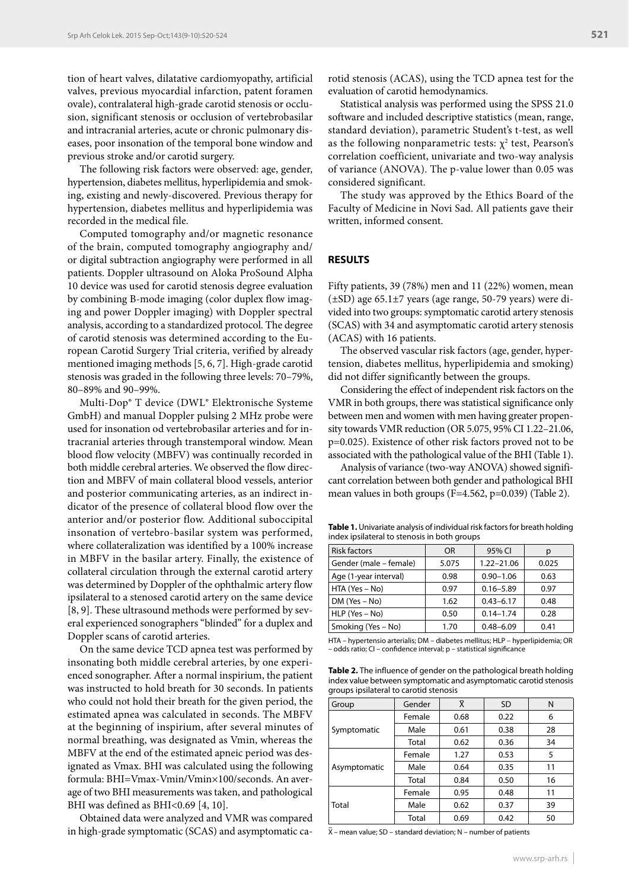tion of heart valves, dilatative cardiomyopathy, artificial valves, previous myocardial infarction, patent foramen ovale), contralateral high-grade carotid stenosis or occlusion, significant stenosis or occlusion of vertebrobasilar and intracranial arteries, acute or chronic pulmonary diseases, poor insonation of the temporal bone window and previous stroke and/or carotid surgery.

The following risk factors were observed: age, gender, hypertension, diabetes mellitus, hyperlipidemia and smoking, existing and newly-discovered. Previous therapy for hypertension, diabetes mellitus and hyperlipidemia was recorded in the medical file.

Computed tomography and/or magnetic resonance of the brain, computed tomography angiography and/or digital subtraction angiography were performed in all patients. Doppler ultrasound on Aloka ProSound Alpha 10 device was used for carotid stenosis degree evaluation by combining B-mode imaging (color duplex flow imaging and power Doppler imaging) with Doppler spectral analysis, according to a standardized protocol. The degree of carotid stenosis was determined according to the European Carotid Surgery Trial criteria, verified by already mentioned imaging methods [5, 6, 7]. High-grade carotid stenosis was graded in the following three levels: 70–79%, 80–89% and 90–99%.

Multi-Dop® T device (DWL® Elektronische Systeme GmbH) and manual Doppler pulsing 2 MHz probe were used for insonation od vertebrobasilar arteries and for intracranial arteries through transtemporal window. Mean blood flow velocity (MBFV) was continually recorded in both middle cerebral arteries. We observed the flow direction and MBFV of main collateral blood vessels, anterior and posterior communicating arteries, as an indirect indicator of the presence of collateral blood flow over the anterior and/or posterior flow. Additional suboccipital insonation of vertebro-basilar system was performed, where collateralization was identified by a 100% increase in MBFV in the basilar artery. Finally, the existence of collateral circulation through the external carotid artery was determined by Doppler of the ophthalmic artery flow ipsilateral to a stenosed carotid artery on the same device [8, 9]. These ultrasound methods were performed by several experienced sonographers "blinded" for a duplex and Doppler scans of carotid arteries.

On the same device TCD apnea test was performed by insonating both middle cerebral arteries, by one experienced sonographer. After a normal inspirium, the patient was instructed to hold breath for 30 seconds. In patients who could not hold their breath for the given period, the estimated apnea was calculated in seconds. The MBFV at the beginning of inspirium, after several minutes of normal breathing, was designated as Vmin, whereas the MBFV at the end of the estimated apneic period was designated as Vmax. BHI was calculated using the following formula: BHI=Vmax-Vmin/Vmin×100/seconds. An average of two BHI measurements was taken, and pathological BHI was defined as BHI<0.69 [4, 10].

Obtained data were analyzed and VMR was compared in high-grade symptomatic (SCAS) and asymptomatic carotid stenosis (ACAS), using the TCD apnea test for the evaluation of carotid hemodynamics.

Statistical analysis was performed using the SPSS 21.0 software and included descriptive statistics (mean, range, standard deviation), parametric Student's t-test, as well as the following nonparametric tests: $\chi^2$ test, Pearson's correlation coefficient, univariate and two-way analysis of variance (ANOVA). The p-value lower than 0.05 was considered significant.

The study was approved by the Ethics Board of the Faculty of Medicine in Novi Sad. All patients gave their written, informed consent.

## RESULTS

Fifty patients, 39 (78%) men and 11 (22%) women, mean (±SD) age 65.1±7 years (age range, 50-79 years) were divided into two groups: symptomatic carotid artery stenosis (SCAS) with 34 and asymptomatic carotid artery stenosis (ACAS) with 16 patients.

The observed vascular risk factors (age, gender, hypertension, diabetes mellitus, hyperlipidemia and smoking) did not differ significantly between the groups.

Considering the effect of independent risk factors on the VMR in both groups, there was statistical significance only between men and women with men having greater propensity towards VMR reduction (OR 5.075, 95% CI 1.22–21.06, p=0.025). Existence of other risk factors proved not to be associated with the pathological value of the BHI (Table 1).

Analysis of variance (two-way ANOVA) showed significant correlation between both gender and pathological BHI mean values in both groups (F=4.562, p=0.039) (Table 2).

**Table 1.** Univariate analysis of individual risk factors for breath holding index ipsilateral to stenosis in both groups

| Risk factors | OR | 95% CI | p |
|---|---|---|---|
| Gender (male – female) | 5.075 | 1.22–21.06 | 0.025 |
| Age (1-year interval) | 0.98 | 0.90–1.06 | 0.63 |
| HTA (Yes – No) | 0.97 | 0.16–5.89 | 0.97 |
| DM (Yes – No) | 1.62 | 0.43–6.17 | 0.48 |
| HLP (Yes – No) | 0.50 | 0.14–1.74 | 0.28 |
| Smoking (Yes – No) | 1.70 | 0.48–6.09 | 0.41 |

HTA – hypertensio arterialis; DM – diabetes mellitus; HLP – hyperlipidemia; OR – odds ratio; CI – confidence interval; p – statistical significance

**Table 2.** The influence of gender on the pathological breath holding index value between symptomatic and asymptomatic carotid stenosis groups ipsilateral to carotid stenosis

| Group | Gender | $\bar{X}$ | SD | N |
|---|---|---|---|---|
| Symptomatic | Female | 0.68 | 0.22 | 6 |
| | Male | 0.61 | 0.38 | 28 |
| | Total | 0.62 | 0.36 | 34 |
| Asymptomatic | Female | 1.27 | 0.53 | 5 |
| | Male | 0.64 | 0.35 | 11 |
| | Total | 0.84 | 0.50 | 16 |
| Total | Female | 0.95 | 0.48 | 11 |
| | Male | 0.62 | 0.37 | 39 |
| | Total | 0.69 | 0.42 | 50 |

$\bar{X}$ – mean value; SD – standard deviation; N – number of patients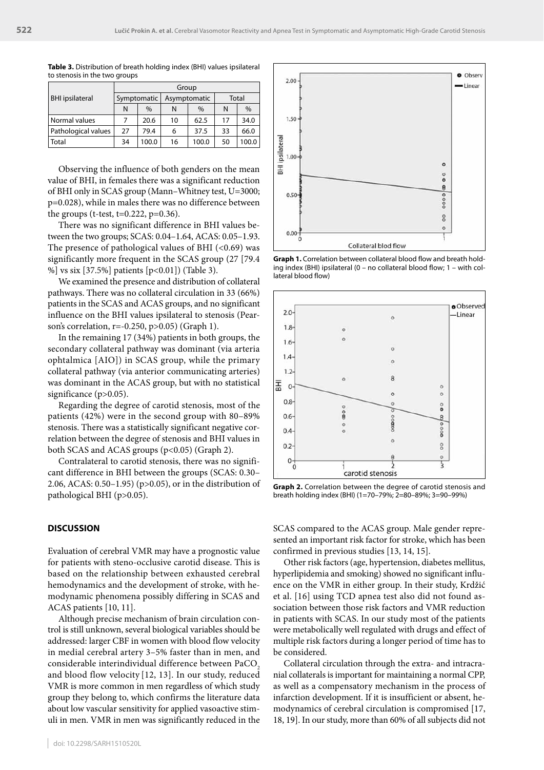**Table 3.** Distribution of breath holding index (BHI) values ipsilateral to stenosis in the two groups

| BHI ipsilateral | Group | | | | | |
|---|---|---|---|---|---|---|
| | Symptomatic | | Asymptomatic | | Total | |
| | N | % | N | % | N | % |
| Normal values | 7 | 20.6 | 10 | 62.5 | 17 | 34.0 |
| Pathological values | 27 | 79.4 | 6 | 37.5 | 33 | 66.0 |
| Total | 34 | 100.0 | 16 | 100.0 | 50 | 100.0 |

Observing the influence of both genders on the mean value of BHI, in females there was a significant reduction of BHI only in SCAS group (Mann–Whitney test, U=3000; p=0.028), while in males there was no difference between the groups (t-test, t=0.222, p=0.36).

There was no significant difference in BHI values between the two groups; SCAS: 0.04–1.64, ACAS: 0.05–1.93. The presence of pathological values of BHI (<0.69) was significantly more frequent in the SCAS group (27 [79.4 %] vs six [37.5%] patients [p<0.01]) (Table 3).

We examined the presence and distribution of collateral pathways. There was no collateral circulation in 33 (66%) patients in the SCAS and ACAS groups, and no significant influence on the BHI values ipsilateral to stenosis (Pearson's correlation, r=-0.250, p>0.05) (Graph 1).

In the remaining 17 (34%) patients in both groups, the secondary collateral pathway was dominant (via arteria ophtalmica [AIO]) in SCAS group, while the primary collateral pathway (via anterior communicating arteries) was dominant in the ACAS group, but with no statistical significance (p>0.05).

Regarding the degree of carotid stenosis, most of the patients (42%) were in the second group with 80–89% stenosis. There was a statistically significant negative correlation between the degree of stenosis and BHI values in both SCAS and ACAS groups (p<0.05) (Graph 2).

Contralateral to carotid stenosis, there was no significant difference in BHI between the groups (SCAS: 0.30–2.06, ACAS: 0.50–1.95) (p>0.05), or in the distribution of pathological BHI (p>0.05).

**Graph 1.** Correlation between collateral blood flow and breath holding index (BHI) ipsilateral (0 – no collateral blood flow; 1 – with collateral blood flow)

**Graph 2.** Correlation between the degree of carotid stenosis and breath holding index (BHI) (1=70–79%; 2=80–89%; 3=90–99%)

## DISCUSSION

Evaluation of cerebral VMR may have a prognostic value for patients with steno-occlusive carotid disease. This is based on the relationship between exhausted cerebral hemodynamics and the development of stroke, with hemodynamic phenomena possibly differing in SCAS and ACAS patients [10, 11].

Although precise mechanism of brain circulation control is still unknown, several biological variables should be addressed: larger CBF in women with blood flow velocity in medial cerebral artery 3–5% faster than in men, and considerable interindividual difference between $PaCO_2$ and blood flow velocity [12, 13]. In our study, reduced VMR is more common in men regardless of which study group they belong to, which confirms the literature data about low vascular sensitivity for applied vasoactive stimuli in men. VMR in men was significantly reduced in the SCAS compared to the ACAS group. Male gender represented an important risk factor for stroke, which has been confirmed in previous studies [13, 14, 15].

Other risk factors (age, hypertension, diabetes mellitus, hyperlipidemia and smoking) showed no significant influence on the VMR in either group. In their study, Krdžić et al. [16] using TCD apnea test also did not found association between those risk factors and VMR reduction in patients with SCAS. In our study most of the patients were metabolically well regulated with drugs and effect of multiple risk factors during a longer period of time has to be considered.

Collateral circulation through the extra- and intracranial collaterals is important for maintaining a normal CPP, as well as a compensatory mechanism in the process of infarction development. If it is insufficient or absent, hemodynamics of cerebral circulation is compromised [17, 18, 19]. In our study, more than 60% of all subjects did not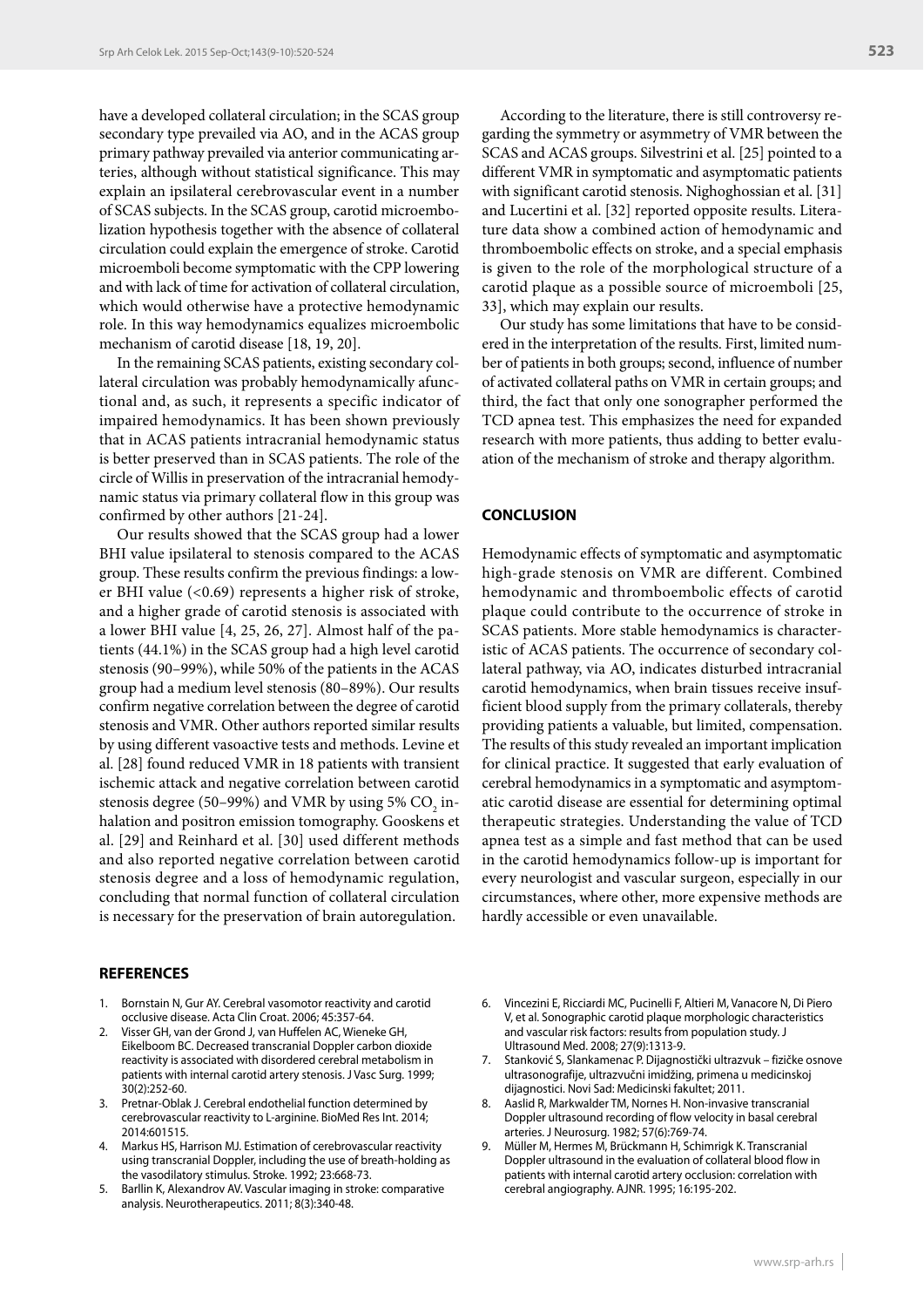have a developed collateral circulation; in the SCAS group secondary type prevailed via AO, and in the ACAS group primary pathway prevailed via anterior communicating arteries, although without statistical significance. This may explain an ipsilateral cerebrovascular event in a number of SCAS subjects. In the SCAS group, carotid microembolization hypothesis together with the absence of collateral circulation could explain the emergence of stroke. Carotid microemboli become symptomatic with the CPP lowering and with lack of time for activation of collateral circulation, which would otherwise have a protective hemodynamic role. In this way hemodynamics equalizes microembolic mechanism of carotid disease [18, 19, 20].

In the remaining SCAS patients, existing secondary collateral circulation was probably hemodynamically afunctional and, as such, it represents a specific indicator of impaired hemodynamics. It has been shown previously that in ACAS patients intracranial hemodynamic status is better preserved than in SCAS patients. The role of the circle of Willis in preservation of the intracranial hemodynamic status via primary collateral flow in this group was confirmed by other authors [21-24].

Our results showed that the SCAS group had a lower BHI value ipsilateral to stenosis compared to the ACAS group. These results confirm the previous findings: a lower BHI value (<0.69) represents a higher risk of stroke, and a higher grade of carotid stenosis is associated with a lower BHI value [4, 25, 26, 27]. Almost half of the patients (44.1%) in the SCAS group had a high level carotid stenosis (90–99%), while 50% of the patients in the ACAS group had a medium level stenosis (80–89%). Our results confirm negative correlation between the degree of carotid stenosis and VMR. Other authors reported similar results by using different vasoactive tests and methods. Levine et al. [28] found reduced VMR in 18 patients with transient ischemic attack and negative correlation between carotid stenosis degree (50–99%) and VMR by using 5% $CO_2$ inhalation and positron emission tomography. Gooskens et al. [29] and Reinhard et al. [30] used different methods and also reported negative correlation between carotid stenosis degree and a loss of hemodynamic regulation, concluding that normal function of collateral circulation is necessary for the preservation of brain autoregulation.

According to the literature, there is still controversy regarding the symmetry or asymmetry of VMR between the SCAS and ACAS groups. Silvestrini et al. [25] pointed to a different VMR in symptomatic and asymptomatic patients with significant carotid stenosis. Nighoghossian et al. [31] and Lucertini et al. [32] reported opposite results. Literature data show a combined action of hemodynamic and thromboembolic effects on stroke, and a special emphasis is given to the role of the morphological structure of a carotid plaque as a possible source of microemboli [25, 33], which may explain our results.

Our study has some limitations that have to be considered in the interpretation of the results. First, limited number of patients in both groups; second, influence of number of activated collateral paths on VMR in certain groups; and third, the fact that only one sonographer performed the TCD apnea test. This emphasizes the need for expanded research with more patients, thus adding to better evaluation of the mechanism of stroke and therapy algorithm.

## CONCLUSION

Hemodynamic effects of symptomatic and asymptomatic high-grade stenosis on VMR are different. Combined hemodynamic and thromboembolic effects of carotid plaque could contribute to the occurrence of stroke in SCAS patients. More stable hemodynamics is characteristic of ACAS patients. The occurrence of secondary collateral pathway, via AO, indicates disturbed intracranial carotid hemodynamics, when brain tissues receive insufficient blood supply from the primary collaterals, thereby providing patients a valuable, but limited, compensation. The results of this study revealed an important implication for clinical practice. It suggested that early evaluation of cerebral hemodynamics in a symptomatic and asymptomatic carotid disease are essential for determining optimal therapeutic strategies. Understanding the value of TCD apnea test as a simple and fast method that can be used in the carotid hemodynamics follow-up is important for every neurologist and vascular surgeon, especially in our circumstances, where other, more expensive methods are hardly accessible or even unavailable.

## REFERENCES

1. Bornstain N, Gur AY. Cerebral vasomotor reactivity and carotid occlusive disease. Acta Clin Croat. 2006; 45:357-64.
2. Visser GH, van der Grond J, van Huffelen AC, Wieneke GH, Eikelboom BC. Decreased transcranial Doppler carbon dioxide reactivity is associated with disordered cerebral metabolism in patients with internal carotid artery stenosis. J Vasc Surg. 1999; 30(2):252-60.
3. Pretnar-Oblak J. Cerebral endothelial function determined by cerebrovascular reactivity to L-arginine. BioMed Res Int. 2014; 2014:601515.
4. Markus HS, Harrison MJ. Estimation of cerebrovascular reactivity using transcranial Doppler, including the use of breath-holding as the vasodilatory stimulus. Stroke. 1992; 23:668-73.
5. Barllin K, Alexandrov AV. Vascular imaging in stroke: comparative analysis. Neurotherapeutics. 2011; 8(3):340-48.
6. Vincezini E, Ricciardi MC, Pucinelli F, Altieri M, Vanacore N, Di Piero V, et al. Sonographic carotid plaque morphologic characteristics and vascular risk factors: results from population study. J Ultrasound Med. 2008; 27(9):1313-9.
7. Stanković S, Slankamenac P. Dijagnostički ultrazvuk – fizičke osnove ultrasonografije, ultrazvučni imidžing, primena u medicinskoj dijagnostici. Novi Sad: Medicinski fakultet; 2011.
8. Aaslid R, Markwalder TM, Nornes H. Non-invasive transcranial Doppler ultrasound recording of flow velocity in basal cerebral arteries. J Neurosurg. 1982; 57(6):769-74.
9. Müller M, Hermes M, Brückmann H, Schimrigk K. Transcranial Doppler ultrasound in the evaluation of collateral blood flow in patients with internal carotid artery occlusion: correlation with cerebral angiography. AJNR. 1995; 16:195-202.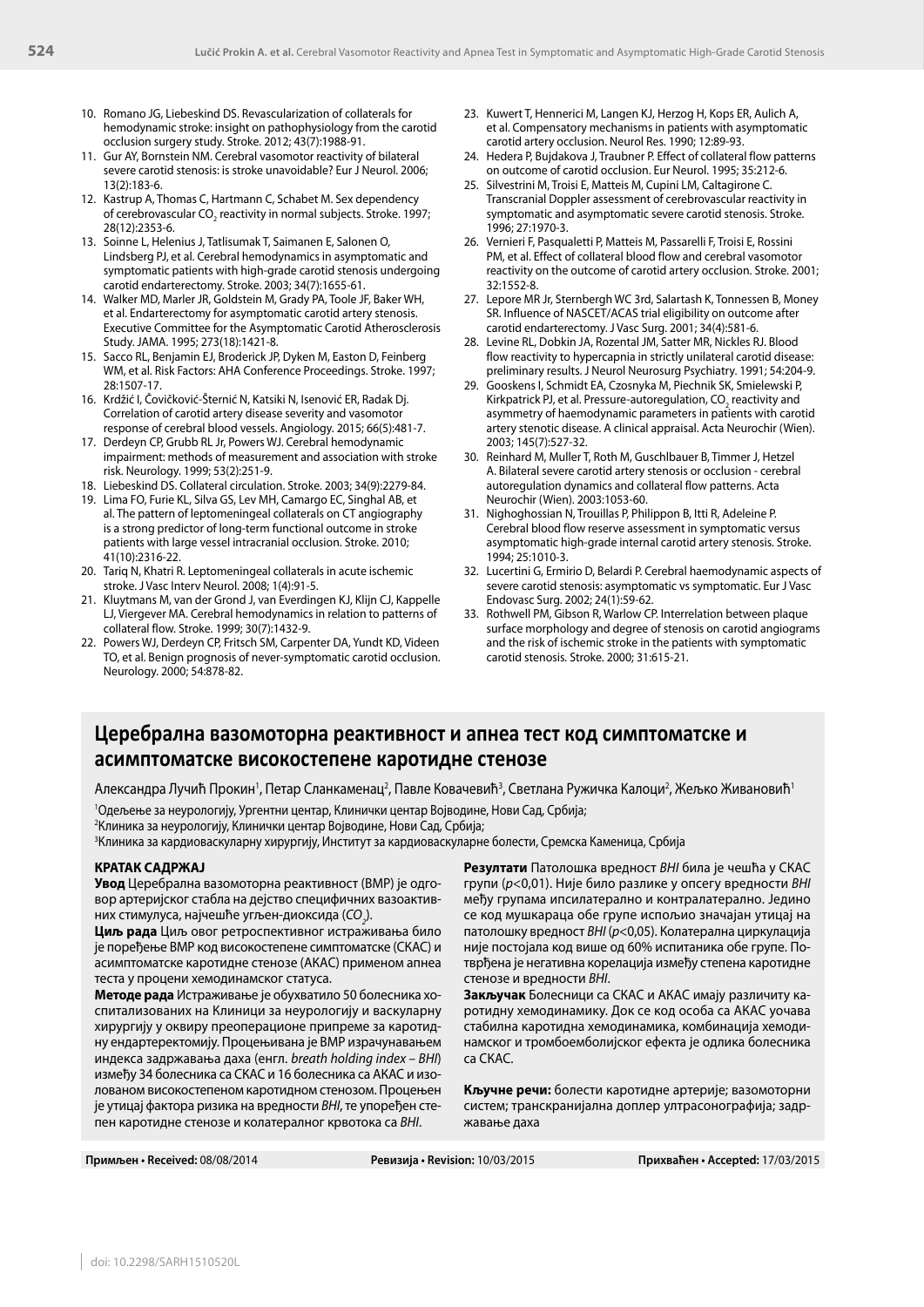10. Romano JG, Liebeskind DS. Revascularization of collaterals for hemodynamic stroke: insight on pathophysiology from the carotid occlusion surgery study. Stroke. 2012; 43(7):1988-91.
11. Gur AY, Bornstein NM. Cerebral vasomotor reactivity of bilateral severe carotid stenosis: is stroke unavoidable? Eur J Neurol. 2006; 13(2):183-6.
12. Kastrup A, Thomas C, Hartmann C, Schabet M. Sex dependency of cerebrovascular $CO_2$ reactivity in normal subjects. Stroke. 1997; 28(12):2353-6.
13. Soinne L, Helenius J, Tatlisumak T, Saimanen E, Salonen O, Lindsberg PJ, et al. Cerebral hemodynamics in asymptomatic and symptomatic patients with high-grade carotid stenosis undergoing carotid endarterectomy. Stroke. 2003; 34(7):1655-61.
14. Walker MD, Marler JR, Goldstein M, Grady PA, Toole JF, Baker WH, et al. Endarterectomy for asymptomatic carotid artery stenosis. Executive Committee for the Asymptomatic Carotid Atherosclerosis Study. JAMA. 1995; 273(18):1421-8.
15. Sacco RL, Benjamin EJ, Broderick JP, Dyken M, Easton D, Feinberg WM, et al. Risk Factors: AHA Conference Proceedings. Stroke. 1997; 28:1507-17.
16. Krdžić I, Čovičković-Šternić N, Katsiki N, Isenović ER, Radak Dj. Correlation of carotid artery disease severity and vasomotor response of cerebral blood vessels. Angiology. 2015; 66(5):481-7.
17. Derdeyn CP, Grubb RL Jr, Powers WJ. Cerebral hemodynamic impairment: methods of measurement and association with stroke risk. Neurology. 1999; 53(2):251-9.
18. Liebeskind DS. Collateral circulation. Stroke. 2003; 34(9):2279-84.
19. Lima FO, Furie KL, Silva GS, Lev MH, Camargo EC, Singhal AB, et al. The pattern of leptomeningeal collaterals on CT angiography is a strong predictor of long-term functional outcome in stroke patients with large vessel intracranial occlusion. Stroke. 2010; 41(10):2316-22.
20. Tariq N, Khatri R. Leptomeningeal collaterals in acute ischemic stroke. J Vasc Interv Neurol. 2008; 1(4):91-5.
21. Kluytmans M, van der Grond J, van Everdingen KJ, Klijn CJ, Kappelle LJ, Viergever MA. Cerebral hemodynamics in relation to patterns of collateral flow. Stroke. 1999; 30(7):1432-9.
22. Powers WJ, Derdeyn CP, Fritsch SM, Carpenter DA, Yundt KD, Videen TO, et al. Benign prognosis of never-symptomatic carotid occlusion. Neurology. 2000; 54:878-82.
23. Kuwert T, Hennerici M, Langen KJ, Herzog H, Kops ER, Aulich A, et al. Compensatory mechanisms in patients with asymptomatic carotid artery occlusion. Neurol Res. 1990; 12:89-93.
24. Hedera P, Bujdakova J, Traubner P. Effect of collateral flow patterns on outcome of carotid occlusion. Eur Neurol. 1995; 35:212-6.
25. Silvestrini M, Troisi E, Matteis M, Cupini LM, Caltagirone C. Transcranial Doppler assessment of cerebrovascular reactivity in symptomatic and asymptomatic severe carotid stenosis. Stroke. 1996; 27:1970-3.
26. Vernieri F, Pasqualetti P, Matteis M, Passarelli F, Troisi E, Rossini PM, et al. Effect of collateral blood flow and cerebral vasomotor reactivity on the outcome of carotid artery occlusion. Stroke. 2001; 32:1552-8.
27. Lepore MR Jr, Sternbergh WC 3rd, Salartash K, Tonnessen B, Money SR. Influence of NASCET/ACAS trial eligibility on outcome after carotid endarterectomy. J Vasc Surg. 2001; 34(4):581-6.
28. Levine RL, Dobkin JA, Rozental JM, Satter MR, Nickles RJ. Blood flow reactivity to hypercapnia in strictly unilateral carotid disease: preliminary results. J Neurol Neurosurg Psychiatry. 1991; 54:204-9.
29. Gooskens I, Schmidt EA, Czosnyka M, Piechnik SK, Smielewski P, Kirkpatrick PJ, et al. Pressure-autoregulation, $CO_2$ reactivity and asymmetry of haemodynamic parameters in patients with carotid artery stenotic disease. A clinical appraisal. Acta Neurochir (Wien). 2003; 145(7):527-32.
30. Reinhard M, Muller T, Roth M, Guschlbauer B, Timmer J, Hetzel A. Bilateral severe carotid artery stenosis or occlusion - cerebral autoregulation dynamics and collateral flow patterns. Acta Neurochir (Wien). 2003:1053-60.
31. Nighoghossian N, Trouillas P, Philippon B, Itti R, Adeleine P. Cerebral blood flow reserve assessment in symptomatic versus asymptomatic high-grade internal carotid artery stenosis. Stroke. 1994; 25:1010-3.
32. Lucertini G, Ermirio D, Belardi P. Cerebral haemodynamic aspects of severe carotid stenosis: asymptomatic vs symptomatic. Eur J Vasc Endovasc Surg. 2002; 24(1):59-62.
33. Rothwell PM, Gibson R, Warlow CP. Interrelation between plaque surface morphology and degree of stenosis on carotid angiograms and the risk of ischemic stroke in the patients with symptomatic carotid stenosis. Stroke. 2000; 31:615-21.

## Церебрална вазомоторна реактивност и апнеа тест код симптоматске и асимптоматске високостепене каротидне стенозе

Александра Лучић Прокин[1], Петар Сланкаменац[2], Павле Ковачевић[3], Светлана Ружичка Калоци[2], Жељко Живановић[1]

[1]Одељење за неурологију, Ургентни центар, Клинички центар Војводине, Нови Сад, Србија;
[2]Клиника за неурологију, Клинички центар Војводине, Нови Сад, Србија;
[3]Клиника за кардиоваскуларну хирургију, Институт за кардиоваскуларне болести, Сремска Каменица, Србија

**КРАТАК САДРЖАЈ**

**Увод** Церебрална вазомоторна реактивност (ВМР) је одговор артеријског стабла на дејство специфичних вазоактивних стимулуса, најчешће угљен-диоксида ($CO_2$).

**Циљ рада** Циљ овог ретроспективног истраживања било је поређење ВМР код високостепене симптоматске (СКАС) и асимптоматске каротидне стенозе (АКАС) применом апнеа теста у процени хемодинамског статуса.

**Методе рада** Истраживање је обухватило 50 болесника хоспитализованих на Клиници за неурологију и васкуларну хирургију у оквиру преоперационе припреме за каротидну ендартеректомију. Процењивана је ВМР израчунавањем индекса задржавања даха (енгл. *breath holding index – BHI*) између 34 болесника са СКАС и 16 болесника са АКАС и изолованом високостепеном каротидном стенозом. Процењен је утицај фактора ризика на вредности *BHI*, те упоређен степен каротидне стенозе и колатералног крвотока са *BHI*.

**Резултати** Патолошка вредност *BHI* била је чешћа у СКАС групи ($p<0{,}01$). Није било разлике у опсегу вредности *BHI* међу групама ипсилатерално и контралатерално. Једино се код мушкараца обе групе испољио значајан утицај на патолошку вредност *BHI* ($p<0{,}05$). Колатерална циркулација није постојала код више од 60% испитаника обе групе. Потврђена је негативна корелација између степена каротидне стенозе и вредности *BHI*.

**Закључак** Болесници са СКАС и АКАС имају различиту каротидну хемодинамику. Док се код особа са АКАС уочава стабилна каротидна хемодинамика, комбинација хемодинамског и тромбоемболијског ефекта је одлика болесника са СКАС.

**Кључне речи:** болести каротидне артерије; вазомоторни систем; транскранијална доплер ултрасонографија; задржавање даха

**Примљен • Received:** 08/08/2014 **Ревизија • Revision:** 10/03/2015 **Прихваћен • Accepted:** 17/03/2015